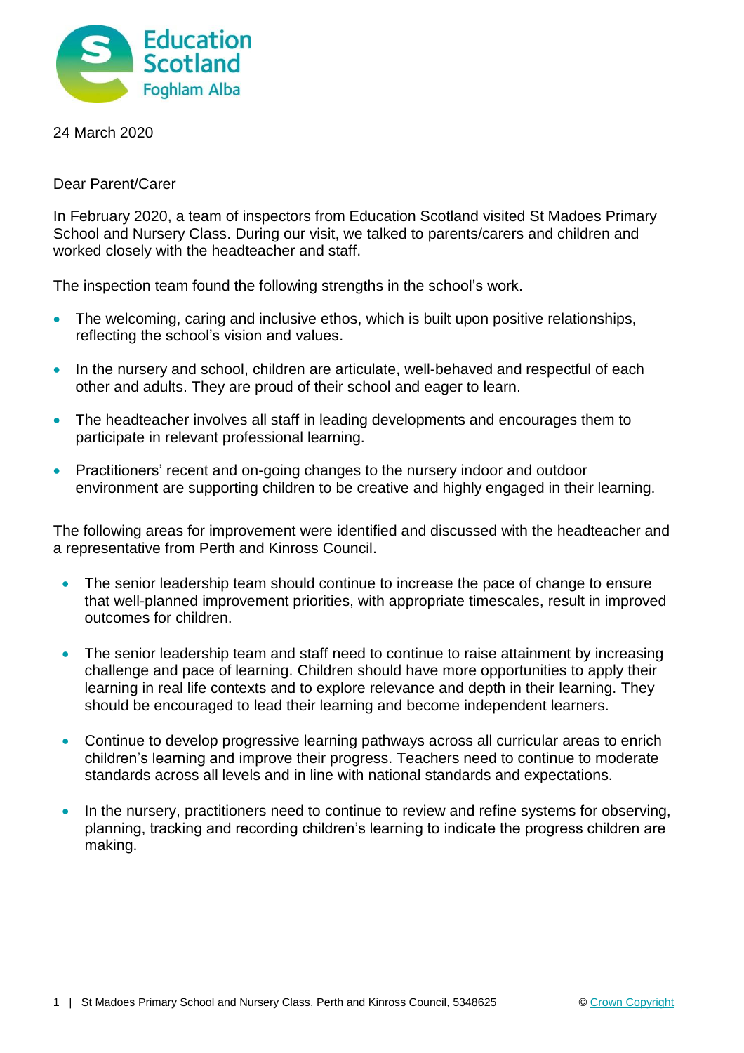Education Scotland
Foghlam Alba

24 March 2020

Dear Parent/Carer

In February 2020, a team of inspectors from Education Scotland visited St Madoes Primary School and Nursery Class. During our visit, we talked to parents/carers and children and worked closely with the headteacher and staff.

The inspection team found the following strengths in the school's work.

- The welcoming, caring and inclusive ethos, which is built upon positive relationships, reflecting the school's vision and values.
- In the nursery and school, children are articulate, well-behaved and respectful of each other and adults. They are proud of their school and eager to learn.
- The headteacher involves all staff in leading developments and encourages them to participate in relevant professional learning.
- Practitioners' recent and on-going changes to the nursery indoor and outdoor environment are supporting children to be creative and highly engaged in their learning.

The following areas for improvement were identified and discussed with the headteacher and a representative from Perth and Kinross Council.

- The senior leadership team should continue to increase the pace of change to ensure that well-planned improvement priorities, with appropriate timescales, result in improved outcomes for children.
- The senior leadership team and staff need to continue to raise attainment by increasing challenge and pace of learning. Children should have more opportunities to apply their learning in real life contexts and to explore relevance and depth in their learning. They should be encouraged to lead their learning and become independent learners.
- Continue to develop progressive learning pathways across all curricular areas to enrich children's learning and improve their progress. Teachers need to continue to moderate standards across all levels and in line with national standards and expectations.
- In the nursery, practitioners need to continue to review and refine systems for observing, planning, tracking and recording children's learning to indicate the progress children are making.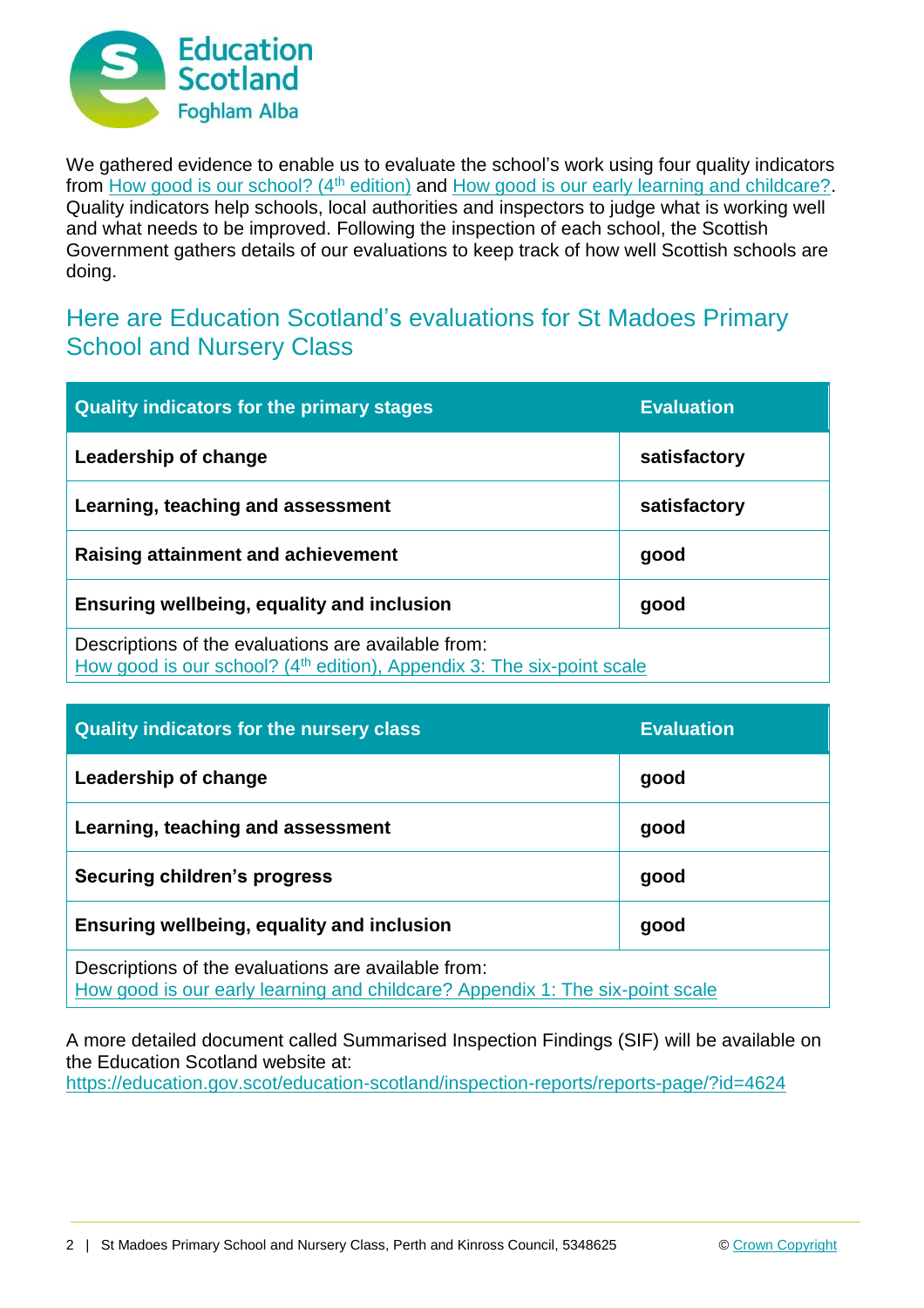We gathered evidence to enable us to evaluate the school's work using four quality indicators from How good is our school? (4th edition) and How good is our early learning and childcare?. Quality indicators help schools, local authorities and inspectors to judge what is working well and what needs to be improved. Following the inspection of each school, the Scottish Government gathers details of our evaluations to keep track of how well Scottish schools are doing.

## Here are Education Scotland's evaluations for St Madoes Primary School and Nursery Class

| Quality indicators for the primary stages | Evaluation |
|---|---|
| **Leadership of change** | **satisfactory** |
| **Learning, teaching and assessment** | **satisfactory** |
| **Raising attainment and achievement** | **good** |
| **Ensuring wellbeing, equality and inclusion** | **good** |
| Descriptions of the evaluations are available from: How good is our school? (4th edition), Appendix 3: The six-point scale | |

| Quality indicators for the nursery class | Evaluation |
|---|---|
| **Leadership of change** | **good** |
| **Learning, teaching and assessment** | **good** |
| **Securing children's progress** | **good** |
| **Ensuring wellbeing, equality and inclusion** | **good** |
| Descriptions of the evaluations are available from: How good is our early learning and childcare? Appendix 1: The six-point scale | |

A more detailed document called Summarised Inspection Findings (SIF) will be available on the Education Scotland website at: https://education.gov.scot/education-scotland/inspection-reports/reports-page/?id=4624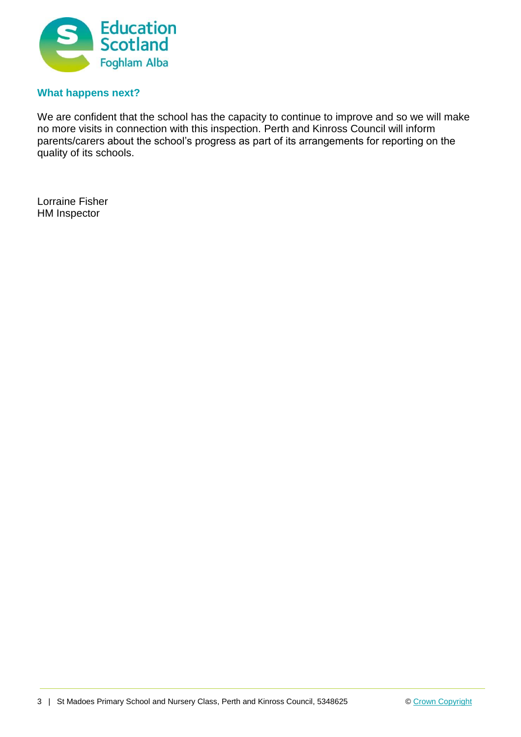## What happens next?

We are confident that the school has the capacity to continue to improve and so we will make no more visits in connection with this inspection. Perth and Kinross Council will inform parents/carers about the school's progress as part of its arrangements for reporting on the quality of its schools.

Lorraine Fisher
HM Inspector